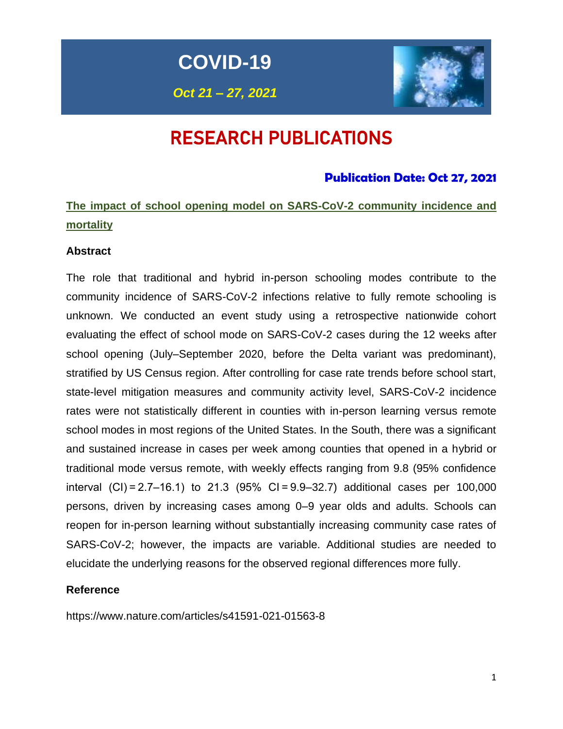# COVID-19

*Oct 21 – 27, 2021*

# RESEARCH PUBLICATIONS

**Publication Date: Oct 27, 2021**

## The impact of school opening model on SARS-CoV-2 community incidence and mortality

**Abstract**

The role that traditional and hybrid in-person schooling modes contribute to the community incidence of SARS-CoV-2 infections relative to fully remote schooling is unknown. We conducted an event study using a retrospective nationwide cohort evaluating the effect of school mode on SARS-CoV-2 cases during the 12 weeks after school opening (July–September 2020, before the Delta variant was predominant), stratified by US Census region. After controlling for case rate trends before school start, state-level mitigation measures and community activity level, SARS-CoV-2 incidence rates were not statistically different in counties with in-person learning versus remote school modes in most regions of the United States. In the South, there was a significant and sustained increase in cases per week among counties that opened in a hybrid or traditional mode versus remote, with weekly effects ranging from 9.8 (95% confidence interval (CI) = 2.7–16.1) to 21.3 (95% CI = 9.9–32.7) additional cases per 100,000 persons, driven by increasing cases among 0–9 year olds and adults. Schools can reopen for in-person learning without substantially increasing community case rates of SARS-CoV-2; however, the impacts are variable. Additional studies are needed to elucidate the underlying reasons for the observed regional differences more fully.

**Reference**

https://www.nature.com/articles/s41591-021-01563-8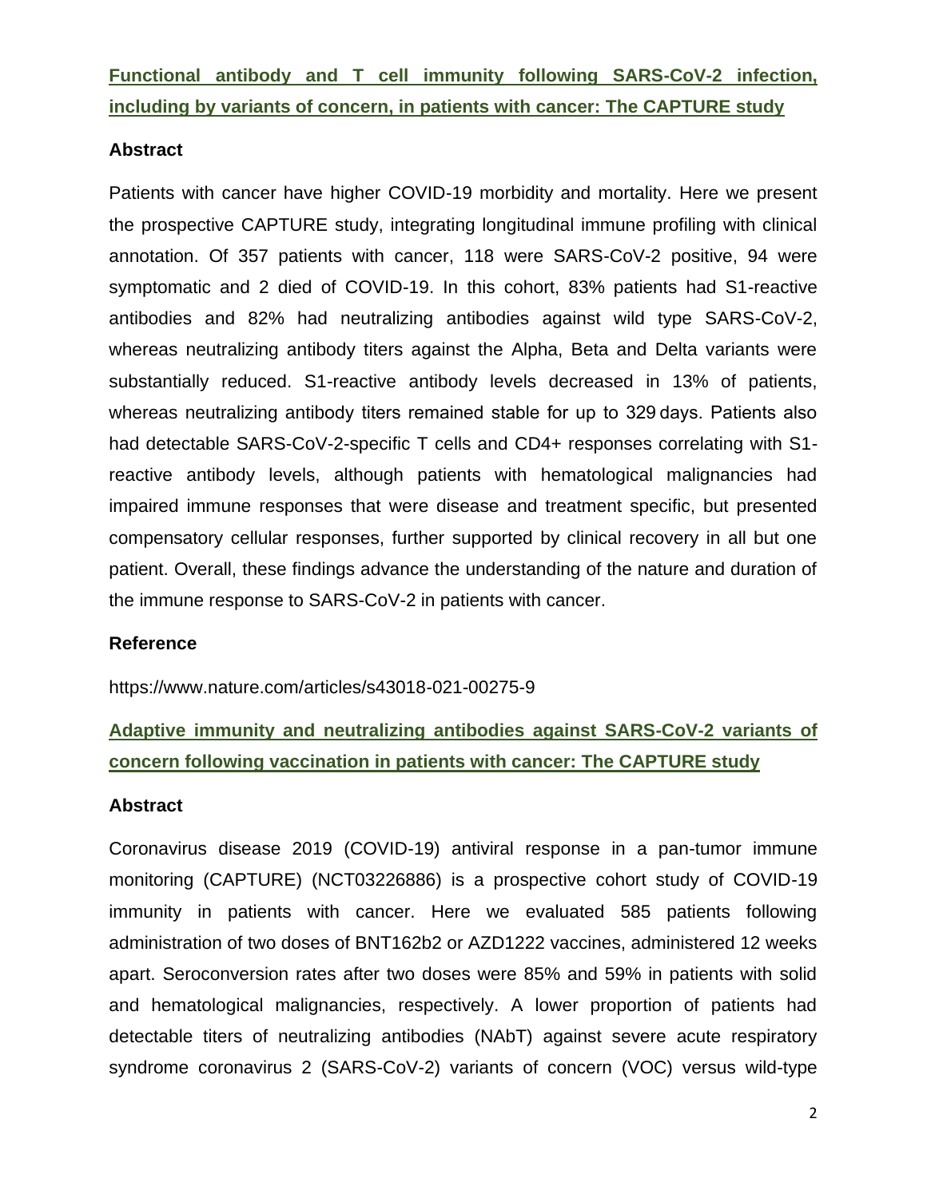## Functional antibody and T cell immunity following SARS-CoV-2 infection, including by variants of concern, in patients with cancer: The CAPTURE study

### Abstract

Patients with cancer have higher COVID-19 morbidity and mortality. Here we present the prospective CAPTURE study, integrating longitudinal immune profiling with clinical annotation. Of 357 patients with cancer, 118 were SARS-CoV-2 positive, 94 were symptomatic and 2 died of COVID-19. In this cohort, 83% patients had S1-reactive antibodies and 82% had neutralizing antibodies against wild type SARS-CoV-2, whereas neutralizing antibody titers against the Alpha, Beta and Delta variants were substantially reduced. S1-reactive antibody levels decreased in 13% of patients, whereas neutralizing antibody titers remained stable for up to 329 days. Patients also had detectable SARS-CoV-2-specific T cells and CD4+ responses correlating with S1-reactive antibody levels, although patients with hematological malignancies had impaired immune responses that were disease and treatment specific, but presented compensatory cellular responses, further supported by clinical recovery in all but one patient. Overall, these findings advance the understanding of the nature and duration of the immune response to SARS-CoV-2 in patients with cancer.

### Reference

https://www.nature.com/articles/s43018-021-00275-9

## Adaptive immunity and neutralizing antibodies against SARS-CoV-2 variants of concern following vaccination in patients with cancer: The CAPTURE study

### Abstract

Coronavirus disease 2019 (COVID-19) antiviral response in a pan-tumor immune monitoring (CAPTURE) (NCT03226886) is a prospective cohort study of COVID-19 immunity in patients with cancer. Here we evaluated 585 patients following administration of two doses of BNT162b2 or AZD1222 vaccines, administered 12 weeks apart. Seroconversion rates after two doses were 85% and 59% in patients with solid and hematological malignancies, respectively. A lower proportion of patients had detectable titers of neutralizing antibodies (NAbT) against severe acute respiratory syndrome coronavirus 2 (SARS-CoV-2) variants of concern (VOC) versus wild-type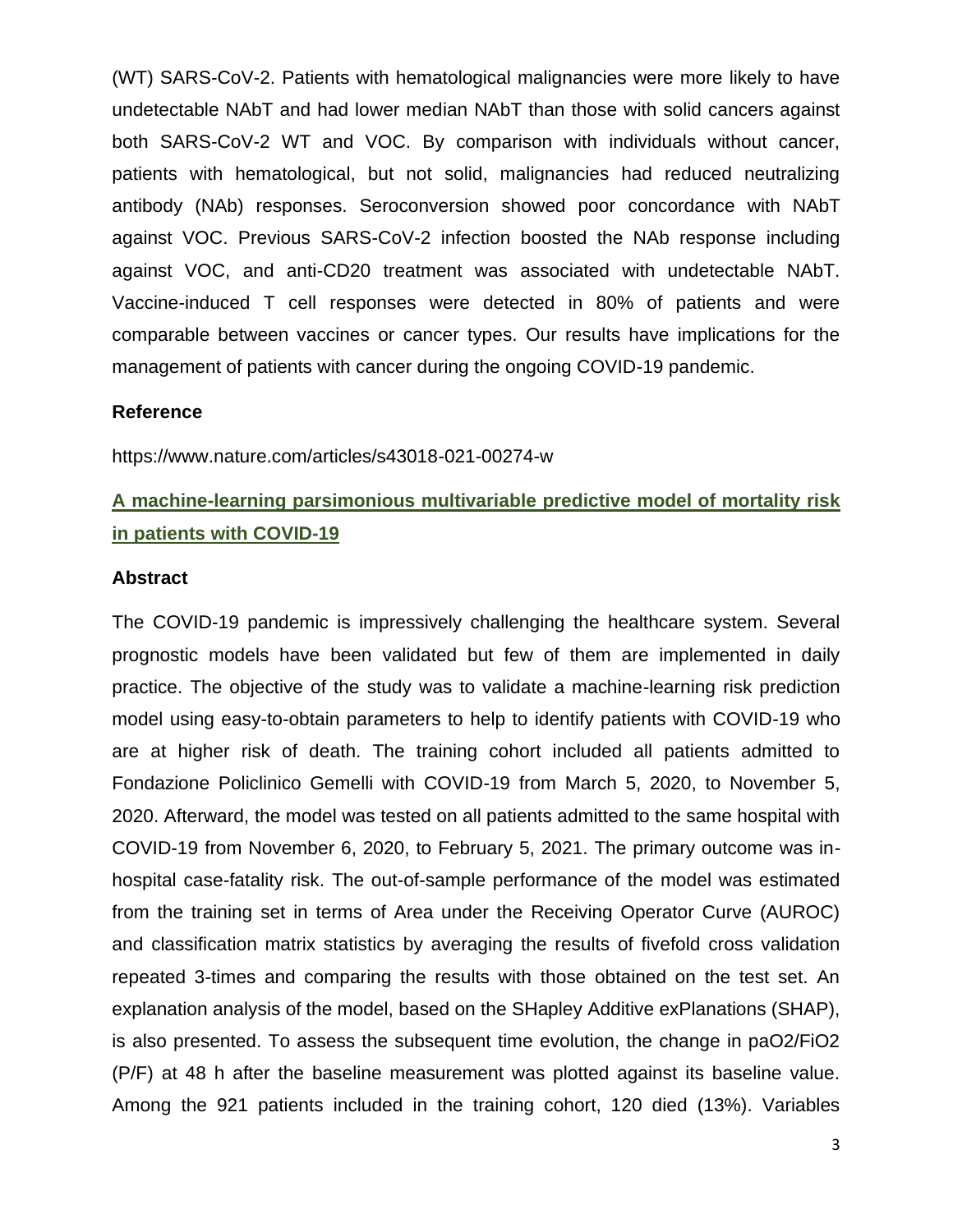(WT) SARS-CoV-2. Patients with hematological malignancies were more likely to have undetectable NAbT and had lower median NAbT than those with solid cancers against both SARS-CoV-2 WT and VOC. By comparison with individuals without cancer, patients with hematological, but not solid, malignancies had reduced neutralizing antibody (NAb) responses. Seroconversion showed poor concordance with NAbT against VOC. Previous SARS-CoV-2 infection boosted the NAb response including against VOC, and anti-CD20 treatment was associated with undetectable NAbT. Vaccine-induced T cell responses were detected in 80% of patients and were comparable between vaccines or cancer types. Our results have implications for the management of patients with cancer during the ongoing COVID-19 pandemic.

### Reference

https://www.nature.com/articles/s43018-021-00274-w

## A machine-learning parsimonious multivariable predictive model of mortality risk in patients with COVID-19

### Abstract

The COVID-19 pandemic is impressively challenging the healthcare system. Several prognostic models have been validated but few of them are implemented in daily practice. The objective of the study was to validate a machine-learning risk prediction model using easy-to-obtain parameters to help to identify patients with COVID-19 who are at higher risk of death. The training cohort included all patients admitted to Fondazione Policlinico Gemelli with COVID-19 from March 5, 2020, to November 5, 2020. Afterward, the model was tested on all patients admitted to the same hospital with COVID-19 from November 6, 2020, to February 5, 2021. The primary outcome was in-hospital case-fatality risk. The out-of-sample performance of the model was estimated from the training set in terms of Area under the Receiving Operator Curve (AUROC) and classification matrix statistics by averaging the results of fivefold cross validation repeated 3-times and comparing the results with those obtained on the test set. An explanation analysis of the model, based on the SHapley Additive exPlanations (SHAP), is also presented. To assess the subsequent time evolution, the change in $paO_2/FiO_2$ (P/F) at 48 h after the baseline measurement was plotted against its baseline value. Among the 921 patients included in the training cohort, 120 died (13%). Variables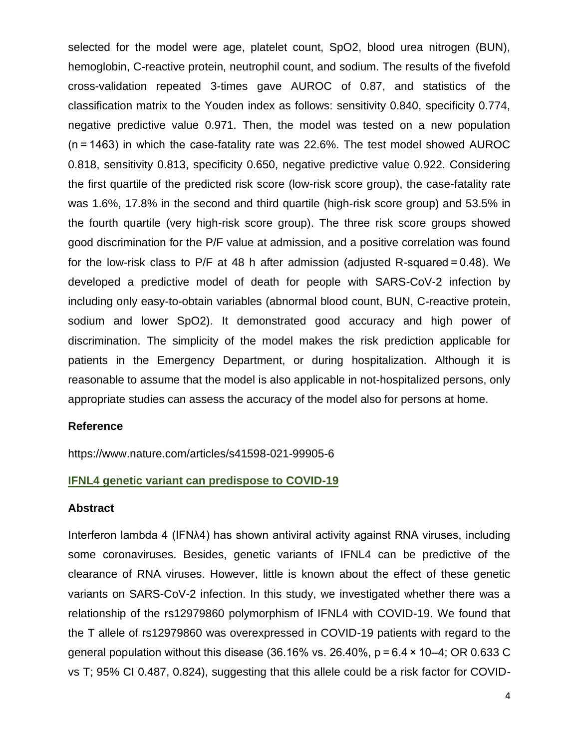selected for the model were age, platelet count, SpO2, blood urea nitrogen (BUN), hemoglobin, C-reactive protein, neutrophil count, and sodium. The results of the fivefold cross-validation repeated 3-times gave AUROC of 0.87, and statistics of the classification matrix to the Youden index as follows: sensitivity 0.840, specificity 0.774, negative predictive value 0.971. Then, the model was tested on a new population (n = 1463) in which the case-fatality rate was 22.6%. The test model showed AUROC 0.818, sensitivity 0.813, specificity 0.650, negative predictive value 0.922. Considering the first quartile of the predicted risk score (low-risk score group), the case-fatality rate was 1.6%, 17.8% in the second and third quartile (high-risk score group) and 53.5% in the fourth quartile (very high-risk score group). The three risk score groups showed good discrimination for the P/F value at admission, and a positive correlation was found for the low-risk class to P/F at 48 h after admission (adjusted R-squared = 0.48). We developed a predictive model of death for people with SARS-CoV-2 infection by including only easy-to-obtain variables (abnormal blood count, BUN, C-reactive protein, sodium and lower SpO2). It demonstrated good accuracy and high power of discrimination. The simplicity of the model makes the risk prediction applicable for patients in the Emergency Department, or during hospitalization. Although it is reasonable to assume that the model is also applicable in not-hospitalized persons, only appropriate studies can assess the accuracy of the model also for persons at home.

**Reference**

https://www.nature.com/articles/s41598-021-99905-6

**IFNL4 genetic variant can predispose to COVID-19**

**Abstract**

Interferon lambda 4 (IFNλ4) has shown antiviral activity against RNA viruses, including some coronaviruses. Besides, genetic variants of IFNL4 can be predictive of the clearance of RNA viruses. However, little is known about the effect of these genetic variants on SARS-CoV-2 infection. In this study, we investigated whether there was a relationship of the rs12979860 polymorphism of IFNL4 with COVID-19. We found that the T allele of rs12979860 was overexpressed in COVID-19 patients with regard to the general population without this disease (36.16% vs. 26.40%, $p = 6.4 \times 10^{-4}$; OR 0.633 C vs T; 95% CI 0.487, 0.824), suggesting that this allele could be a risk factor for COVID-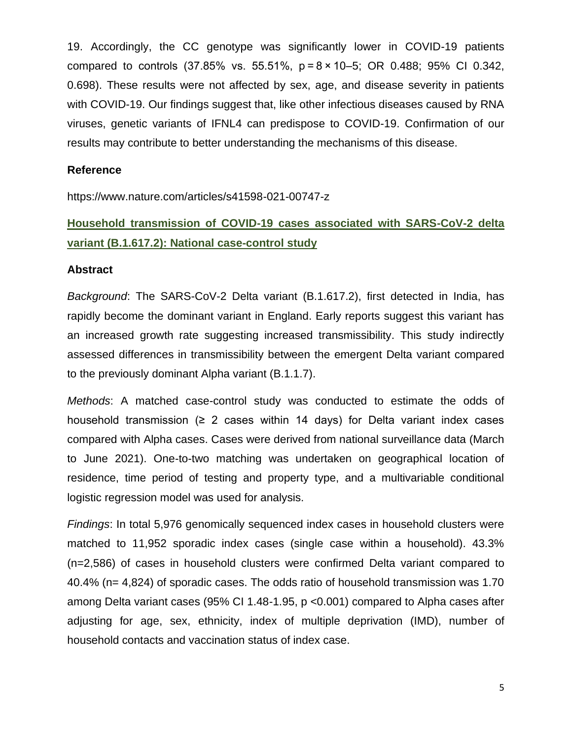19. Accordingly, the CC genotype was significantly lower in COVID-19 patients compared to controls (37.85% vs. 55.51%, $p = 8 \times 10^{-5}$; OR 0.488; 95% CI 0.342, 0.698). These results were not affected by sex, age, and disease severity in patients with COVID-19. Our findings suggest that, like other infectious diseases caused by RNA viruses, genetic variants of IFNL4 can predispose to COVID-19. Confirmation of our results may contribute to better understanding the mechanisms of this disease.

### Reference

https://www.nature.com/articles/s41598-021-00747-z

## Household transmission of COVID-19 cases associated with SARS-CoV-2 delta variant (B.1.617.2): National case-control study

### Abstract

*Background*: The SARS-CoV-2 Delta variant (B.1.617.2), first detected in India, has rapidly become the dominant variant in England. Early reports suggest this variant has an increased growth rate suggesting increased transmissibility. This study indirectly assessed differences in transmissibility between the emergent Delta variant compared to the previously dominant Alpha variant (B.1.1.7).

*Methods*: A matched case-control study was conducted to estimate the odds of household transmission (≥ 2 cases within 14 days) for Delta variant index cases compared with Alpha cases. Cases were derived from national surveillance data (March to June 2021). One-to-two matching was undertaken on geographical location of residence, time period of testing and property type, and a multivariable conditional logistic regression model was used for analysis.

*Findings*: In total 5,976 genomically sequenced index cases in household clusters were matched to 11,952 sporadic index cases (single case within a household). 43.3% (n=2,586) of cases in household clusters were confirmed Delta variant compared to 40.4% (n= 4,824) of sporadic cases. The odds ratio of household transmission was 1.70 among Delta variant cases (95% CI 1.48-1.95, p <0.001) compared to Alpha cases after adjusting for age, sex, ethnicity, index of multiple deprivation (IMD), number of household contacts and vaccination status of index case.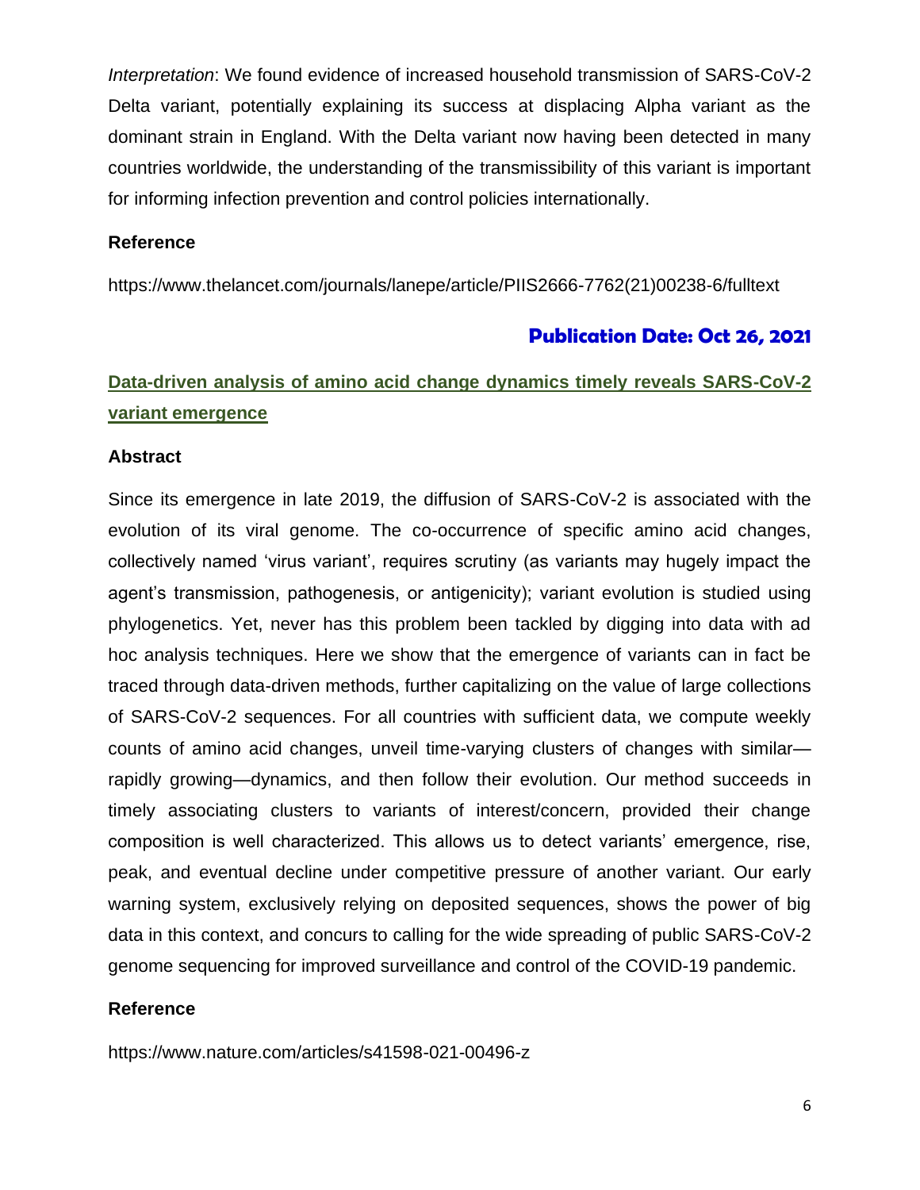*Interpretation*: We found evidence of increased household transmission of SARS-CoV-2 Delta variant, potentially explaining its success at displacing Alpha variant as the dominant strain in England. With the Delta variant now having been detected in many countries worldwide, the understanding of the transmissibility of this variant is important for informing infection prevention and control policies internationally.

**Reference**

https://www.thelancet.com/journals/lanepe/article/PIIS2666-7762(21)00238-6/fulltext

**Publication Date: Oct 26, 2021**

## Data-driven analysis of amino acid change dynamics timely reveals SARS-CoV-2 variant emergence

**Abstract**

Since its emergence in late 2019, the diffusion of SARS-CoV-2 is associated with the evolution of its viral genome. The co-occurrence of specific amino acid changes, collectively named 'virus variant', requires scrutiny (as variants may hugely impact the agent's transmission, pathogenesis, or antigenicity); variant evolution is studied using phylogenetics. Yet, never has this problem been tackled by digging into data with ad hoc analysis techniques. Here we show that the emergence of variants can in fact be traced through data-driven methods, further capitalizing on the value of large collections of SARS-CoV-2 sequences. For all countries with sufficient data, we compute weekly counts of amino acid changes, unveil time-varying clusters of changes with similar—rapidly growing—dynamics, and then follow their evolution. Our method succeeds in timely associating clusters to variants of interest/concern, provided their change composition is well characterized. This allows us to detect variants' emergence, rise, peak, and eventual decline under competitive pressure of another variant. Our early warning system, exclusively relying on deposited sequences, shows the power of big data in this context, and concurs to calling for the wide spreading of public SARS-CoV-2 genome sequencing for improved surveillance and control of the COVID-19 pandemic.

**Reference**

https://www.nature.com/articles/s41598-021-00496-z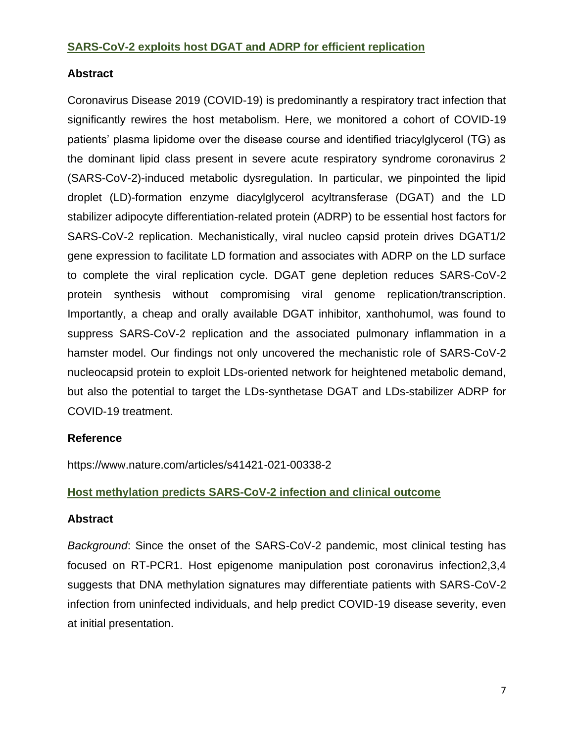## SARS-CoV-2 exploits host DGAT and ADRP for efficient replication

### Abstract

Coronavirus Disease 2019 (COVID-19) is predominantly a respiratory tract infection that significantly rewires the host metabolism. Here, we monitored a cohort of COVID-19 patients' plasma lipidome over the disease course and identified triacylglycerol (TG) as the dominant lipid class present in severe acute respiratory syndrome coronavirus 2 (SARS-CoV-2)-induced metabolic dysregulation. In particular, we pinpointed the lipid droplet (LD)-formation enzyme diacylglycerol acyltransferase (DGAT) and the LD stabilizer adipocyte differentiation-related protein (ADRP) to be essential host factors for SARS-CoV-2 replication. Mechanistically, viral nucleo capsid protein drives DGAT1/2 gene expression to facilitate LD formation and associates with ADRP on the LD surface to complete the viral replication cycle. DGAT gene depletion reduces SARS-CoV-2 protein synthesis without compromising viral genome replication/transcription. Importantly, a cheap and orally available DGAT inhibitor, xanthohumol, was found to suppress SARS-CoV-2 replication and the associated pulmonary inflammation in a hamster model. Our findings not only uncovered the mechanistic role of SARS-CoV-2 nucleocapsid protein to exploit LDs-oriented network for heightened metabolic demand, but also the potential to target the LDs-synthetase DGAT and LDs-stabilizer ADRP for COVID-19 treatment.

### Reference

https://www.nature.com/articles/s41421-021-00338-2

## Host methylation predicts SARS-CoV-2 infection and clinical outcome

### Abstract

*Background*: Since the onset of the SARS-CoV-2 pandemic, most clinical testing has focused on RT-PCR[1]. Host epigenome manipulation post coronavirus infection[2,3,4] suggests that DNA methylation signatures may differentiate patients with SARS-CoV-2 infection from uninfected individuals, and help predict COVID-19 disease severity, even at initial presentation.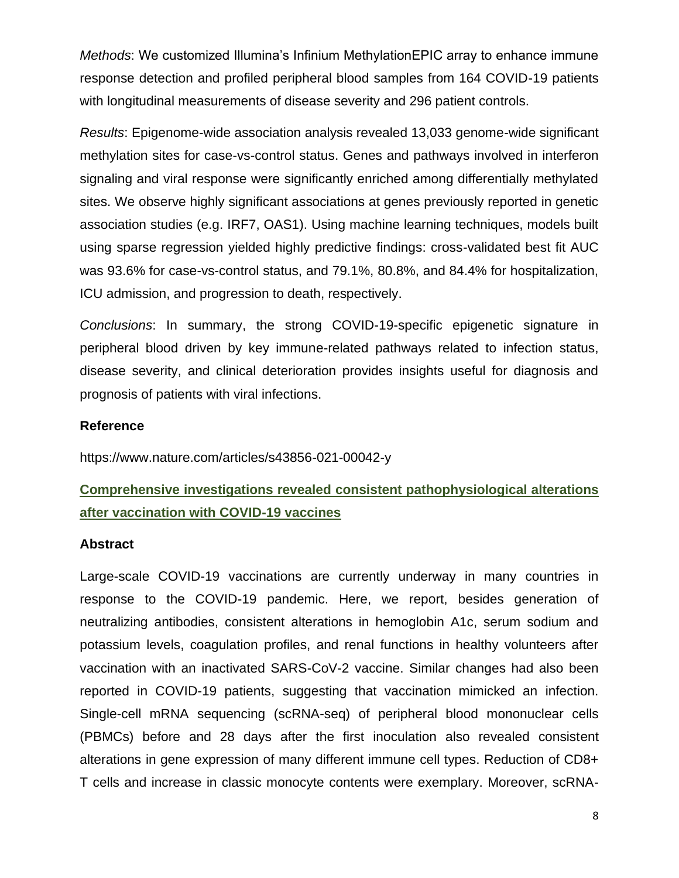*Methods*: We customized Illumina's Infinium MethylationEPIC array to enhance immune response detection and profiled peripheral blood samples from 164 COVID-19 patients with longitudinal measurements of disease severity and 296 patient controls.

*Results*: Epigenome-wide association analysis revealed 13,033 genome-wide significant methylation sites for case-vs-control status. Genes and pathways involved in interferon signaling and viral response were significantly enriched among differentially methylated sites. We observe highly significant associations at genes previously reported in genetic association studies (e.g. IRF7, OAS1). Using machine learning techniques, models built using sparse regression yielded highly predictive findings: cross-validated best fit AUC was 93.6% for case-vs-control status, and 79.1%, 80.8%, and 84.4% for hospitalization, ICU admission, and progression to death, respectively.

*Conclusions*: In summary, the strong COVID-19-specific epigenetic signature in peripheral blood driven by key immune-related pathways related to infection status, disease severity, and clinical deterioration provides insights useful for diagnosis and prognosis of patients with viral infections.

**Reference**

https://www.nature.com/articles/s43856-021-00042-y

## Comprehensive investigations revealed consistent pathophysiological alterations after vaccination with COVID-19 vaccines

**Abstract**

Large-scale COVID-19 vaccinations are currently underway in many countries in response to the COVID-19 pandemic. Here, we report, besides generation of neutralizing antibodies, consistent alterations in hemoglobin A1c, serum sodium and potassium levels, coagulation profiles, and renal functions in healthy volunteers after vaccination with an inactivated SARS-CoV-2 vaccine. Similar changes had also been reported in COVID-19 patients, suggesting that vaccination mimicked an infection. Single-cell mRNA sequencing (scRNA-seq) of peripheral blood mononuclear cells (PBMCs) before and 28 days after the first inoculation also revealed consistent alterations in gene expression of many different immune cell types. Reduction of CD8+ T cells and increase in classic monocyte contents were exemplary. Moreover, scRNA-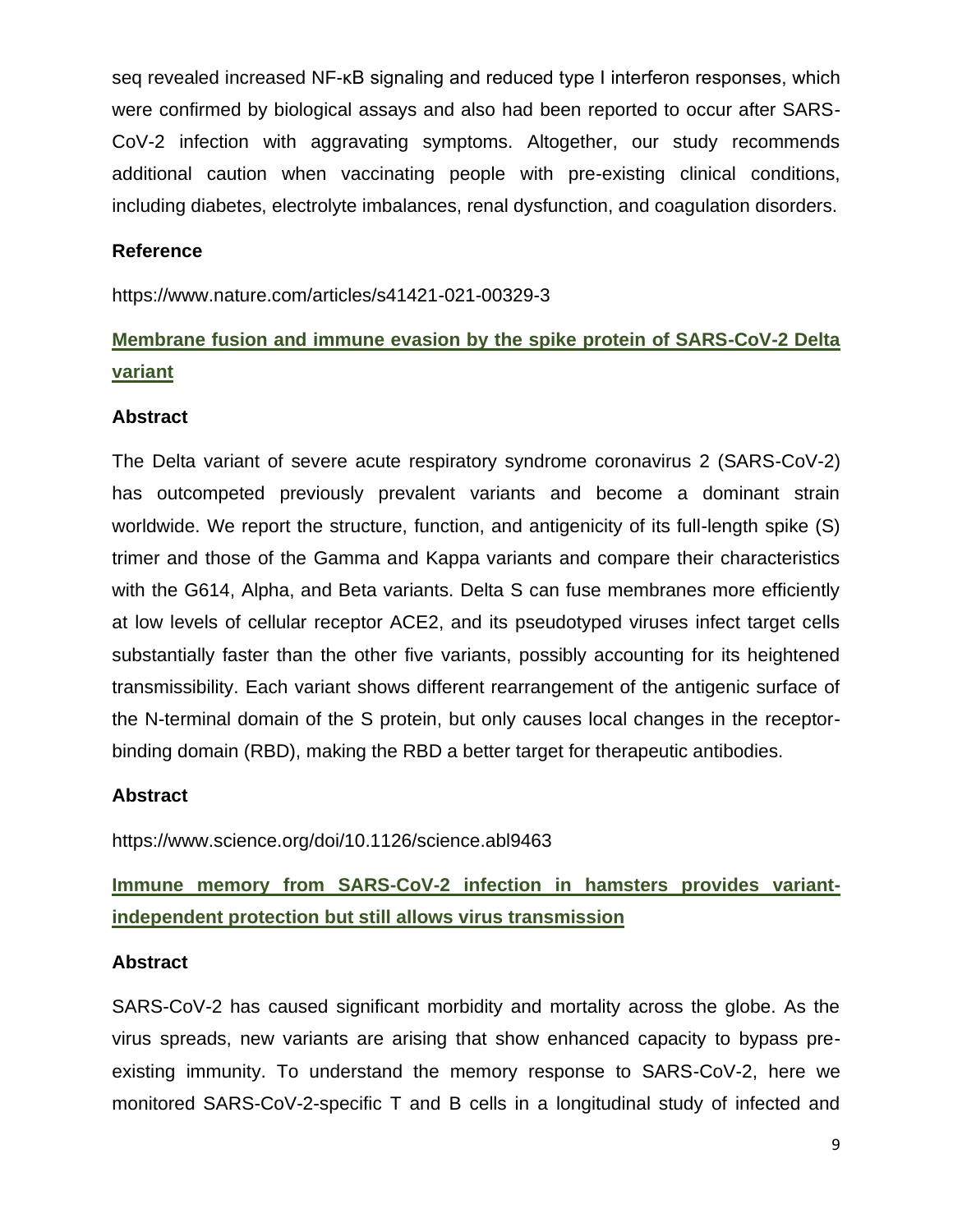seq revealed increased NF-κB signaling and reduced type I interferon responses, which were confirmed by biological assays and also had been reported to occur after SARS-CoV-2 infection with aggravating symptoms. Altogether, our study recommends additional caution when vaccinating people with pre-existing clinical conditions, including diabetes, electrolyte imbalances, renal dysfunction, and coagulation disorders.

**Reference**

https://www.nature.com/articles/s41421-021-00329-3

## Membrane fusion and immune evasion by the spike protein of SARS-CoV-2 Delta variant

**Abstract**

The Delta variant of severe acute respiratory syndrome coronavirus 2 (SARS-CoV-2) has outcompeted previously prevalent variants and become a dominant strain worldwide. We report the structure, function, and antigenicity of its full-length spike (S) trimer and those of the Gamma and Kappa variants and compare their characteristics with the G614, Alpha, and Beta variants. Delta S can fuse membranes more efficiently at low levels of cellular receptor ACE2, and its pseudotyped viruses infect target cells substantially faster than the other five variants, possibly accounting for its heightened transmissibility. Each variant shows different rearrangement of the antigenic surface of the N-terminal domain of the S protein, but only causes local changes in the receptor-binding domain (RBD), making the RBD a better target for therapeutic antibodies.

**Abstract**

https://www.science.org/doi/10.1126/science.abl9463

## Immune memory from SARS-CoV-2 infection in hamsters provides variant-independent protection but still allows virus transmission

**Abstract**

SARS-CoV-2 has caused significant morbidity and mortality across the globe. As the virus spreads, new variants are arising that show enhanced capacity to bypass pre-existing immunity. To understand the memory response to SARS-CoV-2, here we monitored SARS-CoV-2-specific T and B cells in a longitudinal study of infected and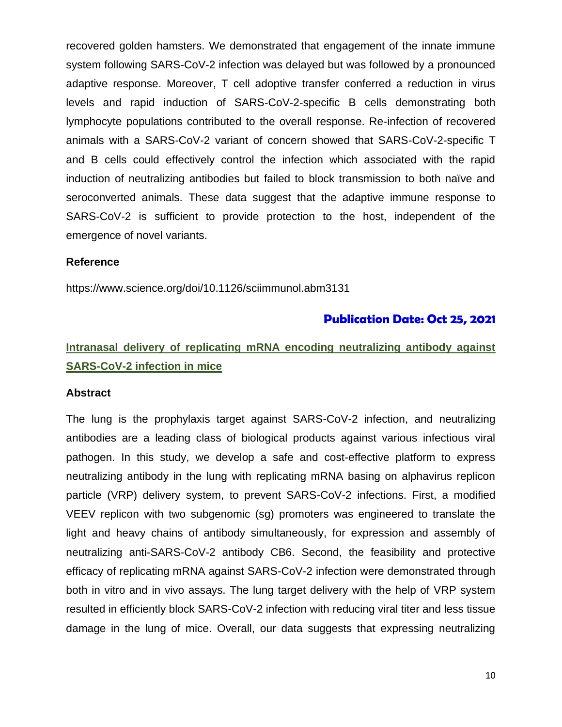recovered golden hamsters. We demonstrated that engagement of the innate immune system following SARS-CoV-2 infection was delayed but was followed by a pronounced adaptive response. Moreover, T cell adoptive transfer conferred a reduction in virus levels and rapid induction of SARS-CoV-2-specific B cells demonstrating both lymphocyte populations contributed to the overall response. Re-infection of recovered animals with a SARS-CoV-2 variant of concern showed that SARS-CoV-2-specific T and B cells could effectively control the infection which associated with the rapid induction of neutralizing antibodies but failed to block transmission to both naïve and seroconverted animals. These data suggest that the adaptive immune response to SARS-CoV-2 is sufficient to provide protection to the host, independent of the emergence of novel variants.

**Reference**

https://www.science.org/doi/10.1126/sciimmunol.abm3131

**Publication Date: Oct 25, 2021**

## Intranasal delivery of replicating mRNA encoding neutralizing antibody against SARS-CoV-2 infection in mice

**Abstract**

The lung is the prophylaxis target against SARS-CoV-2 infection, and neutralizing antibodies are a leading class of biological products against various infectious viral pathogen. In this study, we develop a safe and cost-effective platform to express neutralizing antibody in the lung with replicating mRNA basing on alphavirus replicon particle (VRP) delivery system, to prevent SARS-CoV-2 infections. First, a modified VEEV replicon with two subgenomic (sg) promoters was engineered to translate the light and heavy chains of antibody simultaneously, for expression and assembly of neutralizing anti-SARS-CoV-2 antibody CB6. Second, the feasibility and protective efficacy of replicating mRNA against SARS-CoV-2 infection were demonstrated through both in vitro and in vivo assays. The lung target delivery with the help of VRP system resulted in efficiently block SARS-CoV-2 infection with reducing viral titer and less tissue damage in the lung of mice. Overall, our data suggests that expressing neutralizing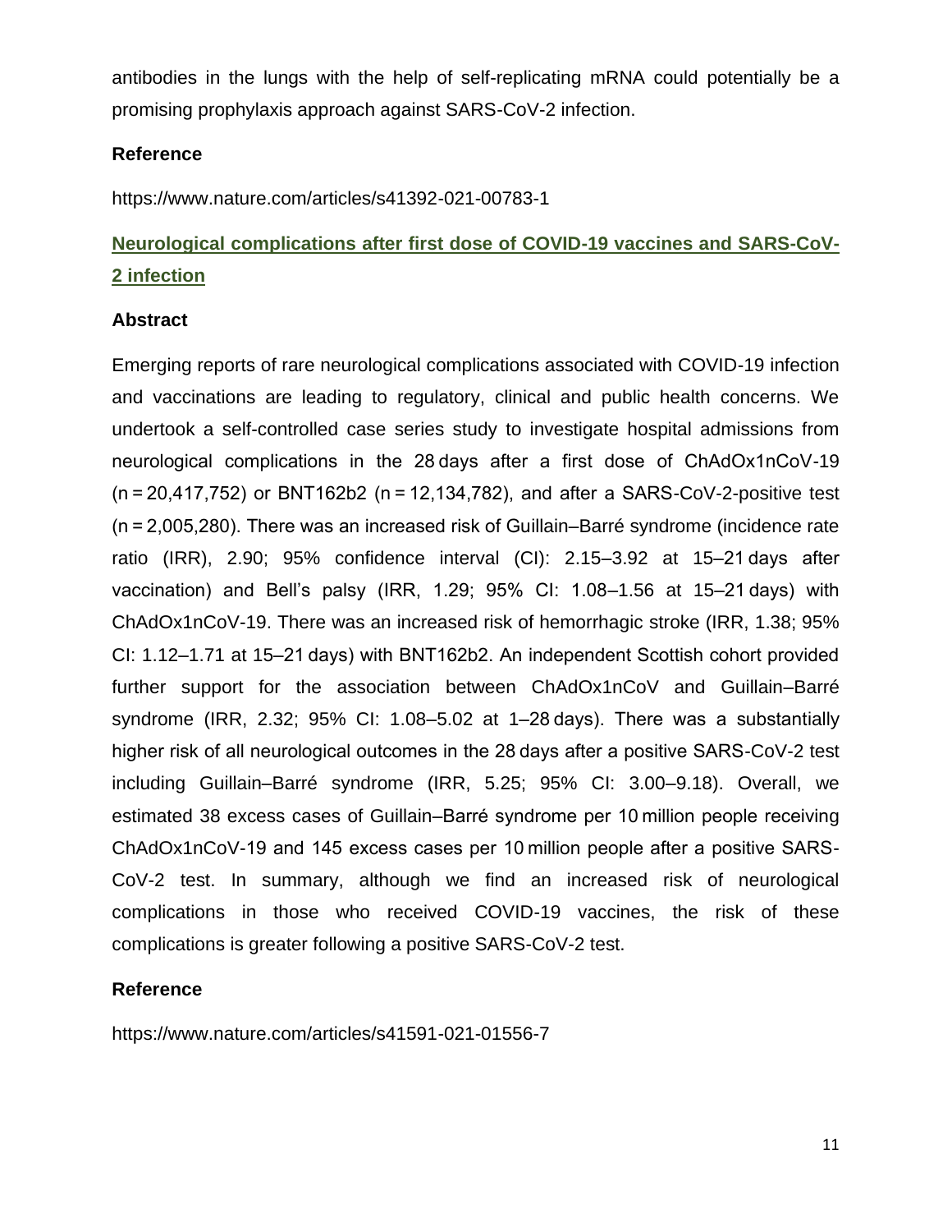antibodies in the lungs with the help of self-replicating mRNA could potentially be a promising prophylaxis approach against SARS-CoV-2 infection.

### Reference

https://www.nature.com/articles/s41392-021-00783-1

## Neurological complications after first dose of COVID-19 vaccines and SARS-CoV-2 infection

### Abstract

Emerging reports of rare neurological complications associated with COVID-19 infection and vaccinations are leading to regulatory, clinical and public health concerns. We undertook a self-controlled case series study to investigate hospital admissions from neurological complications in the 28 days after a first dose of ChAdOx1nCoV-19 (n = 20,417,752) or BNT162b2 (n = 12,134,782), and after a SARS-CoV-2-positive test (n = 2,005,280). There was an increased risk of Guillain–Barré syndrome (incidence rate ratio (IRR), 2.90; 95% confidence interval (CI): 2.15–3.92 at 15–21 days after vaccination) and Bell's palsy (IRR, 1.29; 95% CI: 1.08–1.56 at 15–21 days) with ChAdOx1nCoV-19. There was an increased risk of hemorrhagic stroke (IRR, 1.38; 95% CI: 1.12–1.71 at 15–21 days) with BNT162b2. An independent Scottish cohort provided further support for the association between ChAdOx1nCoV and Guillain–Barré syndrome (IRR, 2.32; 95% CI: 1.08–5.02 at 1–28 days). There was a substantially higher risk of all neurological outcomes in the 28 days after a positive SARS-CoV-2 test including Guillain–Barré syndrome (IRR, 5.25; 95% CI: 3.00–9.18). Overall, we estimated 38 excess cases of Guillain–Barré syndrome per 10 million people receiving ChAdOx1nCoV-19 and 145 excess cases per 10 million people after a positive SARS-CoV-2 test. In summary, although we find an increased risk of neurological complications in those who received COVID-19 vaccines, the risk of these complications is greater following a positive SARS-CoV-2 test.

### Reference

https://www.nature.com/articles/s41591-021-01556-7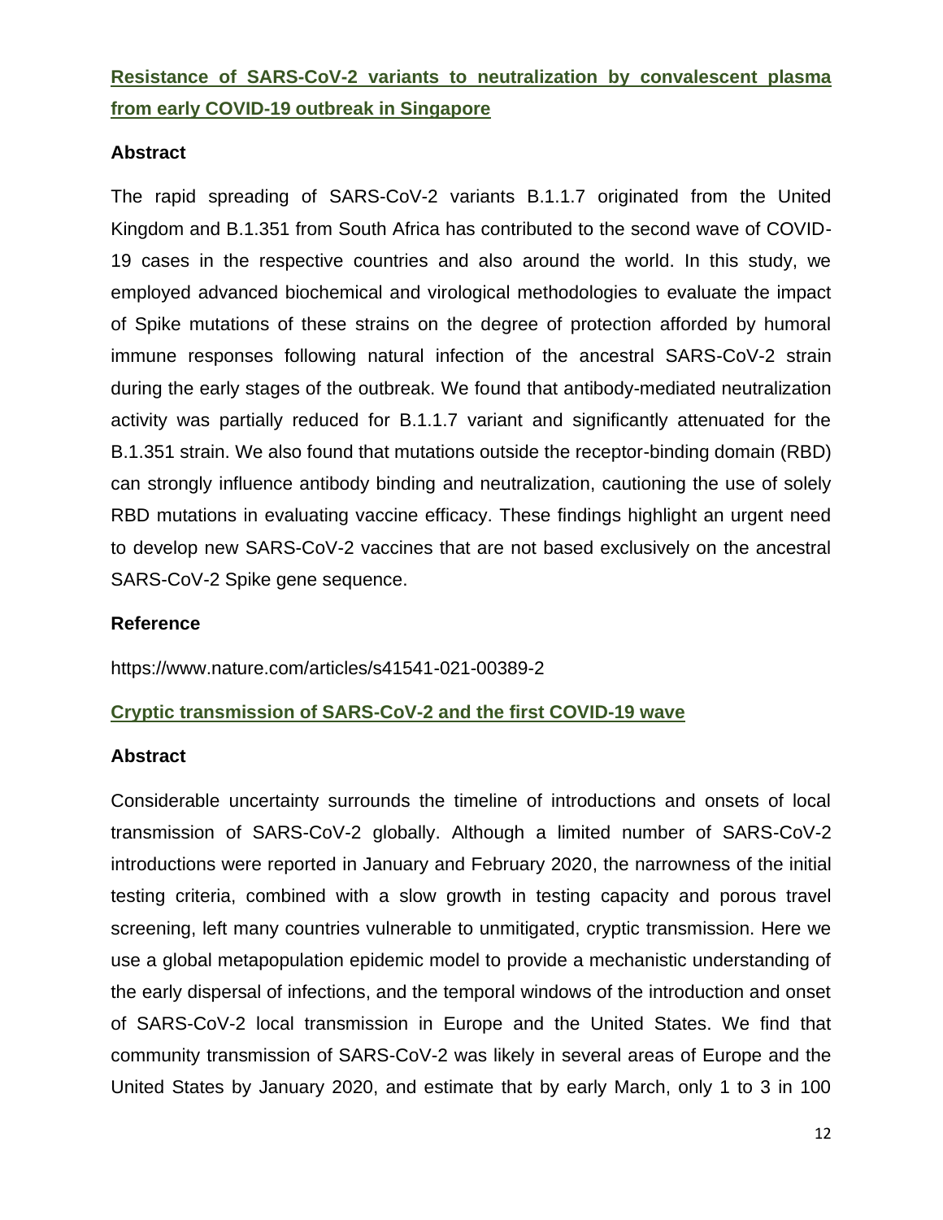## Resistance of SARS-CoV-2 variants to neutralization by convalescent plasma from early COVID-19 outbreak in Singapore

### Abstract

The rapid spreading of SARS-CoV-2 variants B.1.1.7 originated from the United Kingdom and B.1.351 from South Africa has contributed to the second wave of COVID-19 cases in the respective countries and also around the world. In this study, we employed advanced biochemical and virological methodologies to evaluate the impact of Spike mutations of these strains on the degree of protection afforded by humoral immune responses following natural infection of the ancestral SARS-CoV-2 strain during the early stages of the outbreak. We found that antibody-mediated neutralization activity was partially reduced for B.1.1.7 variant and significantly attenuated for the B.1.351 strain. We also found that mutations outside the receptor-binding domain (RBD) can strongly influence antibody binding and neutralization, cautioning the use of solely RBD mutations in evaluating vaccine efficacy. These findings highlight an urgent need to develop new SARS-CoV-2 vaccines that are not based exclusively on the ancestral SARS-CoV-2 Spike gene sequence.

### Reference

https://www.nature.com/articles/s41541-021-00389-2

## Cryptic transmission of SARS-CoV-2 and the first COVID-19 wave

### Abstract

Considerable uncertainty surrounds the timeline of introductions and onsets of local transmission of SARS-CoV-2 globally. Although a limited number of SARS-CoV-2 introductions were reported in January and February 2020, the narrowness of the initial testing criteria, combined with a slow growth in testing capacity and porous travel screening, left many countries vulnerable to unmitigated, cryptic transmission. Here we use a global metapopulation epidemic model to provide a mechanistic understanding of the early dispersal of infections, and the temporal windows of the introduction and onset of SARS-CoV-2 local transmission in Europe and the United States. We find that community transmission of SARS-CoV-2 was likely in several areas of Europe and the United States by January 2020, and estimate that by early March, only 1 to 3 in 100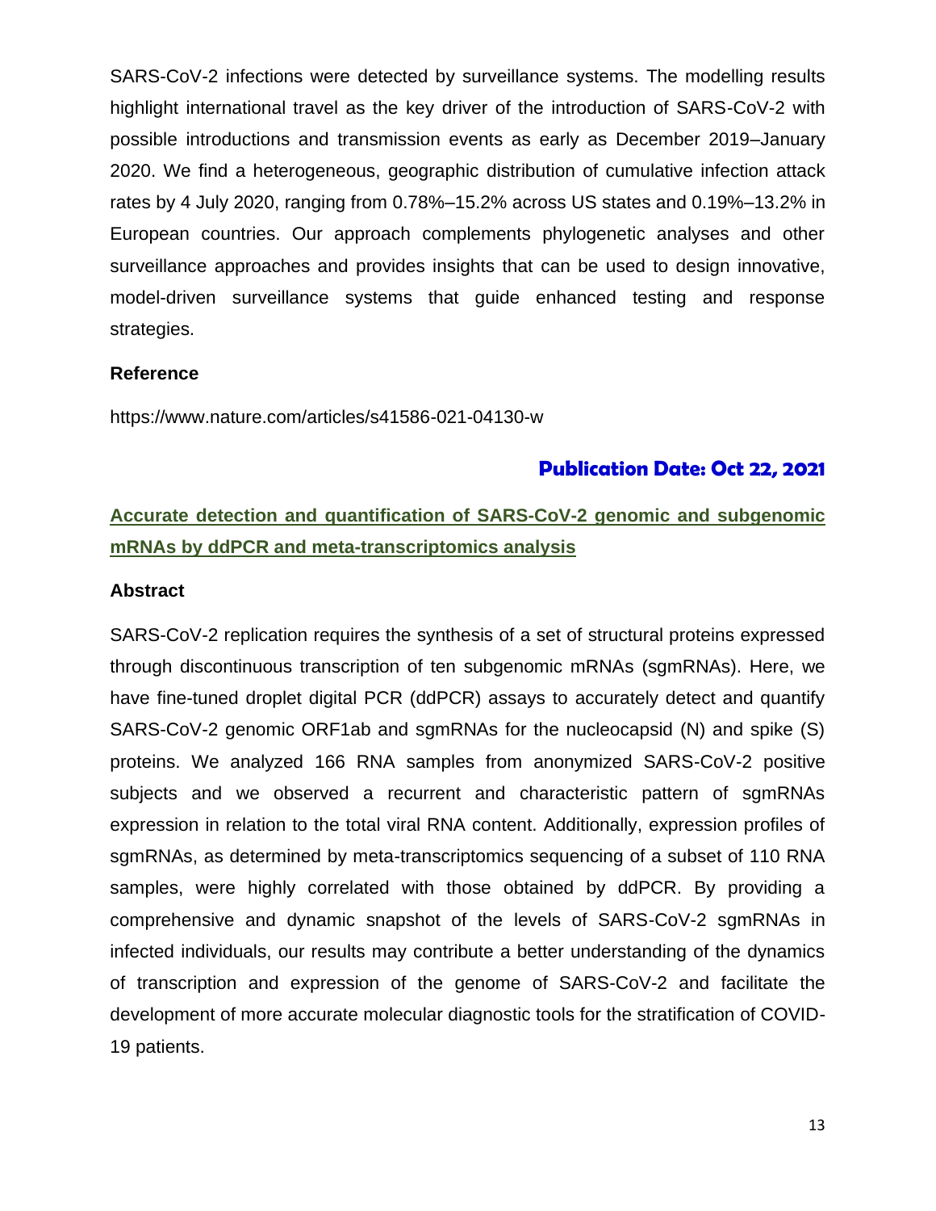SARS-CoV-2 infections were detected by surveillance systems. The modelling results highlight international travel as the key driver of the introduction of SARS-CoV-2 with possible introductions and transmission events as early as December 2019–January 2020. We find a heterogeneous, geographic distribution of cumulative infection attack rates by 4 July 2020, ranging from 0.78%–15.2% across US states and 0.19%–13.2% in European countries. Our approach complements phylogenetic analyses and other surveillance approaches and provides insights that can be used to design innovative, model-driven surveillance systems that guide enhanced testing and response strategies.

**Reference**

https://www.nature.com/articles/s41586-021-04130-w

**Publication Date: Oct 22, 2021**

## Accurate detection and quantification of SARS-CoV-2 genomic and subgenomic mRNAs by ddPCR and meta-transcriptomics analysis

**Abstract**

SARS-CoV-2 replication requires the synthesis of a set of structural proteins expressed through discontinuous transcription of ten subgenomic mRNAs (sgmRNAs). Here, we have fine-tuned droplet digital PCR (ddPCR) assays to accurately detect and quantify SARS-CoV-2 genomic ORF1ab and sgmRNAs for the nucleocapsid (N) and spike (S) proteins. We analyzed 166 RNA samples from anonymized SARS-CoV-2 positive subjects and we observed a recurrent and characteristic pattern of sgmRNAs expression in relation to the total viral RNA content. Additionally, expression profiles of sgmRNAs, as determined by meta-transcriptomics sequencing of a subset of 110 RNA samples, were highly correlated with those obtained by ddPCR. By providing a comprehensive and dynamic snapshot of the levels of SARS-CoV-2 sgmRNAs in infected individuals, our results may contribute a better understanding of the dynamics of transcription and expression of the genome of SARS-CoV-2 and facilitate the development of more accurate molecular diagnostic tools for the stratification of COVID-19 patients.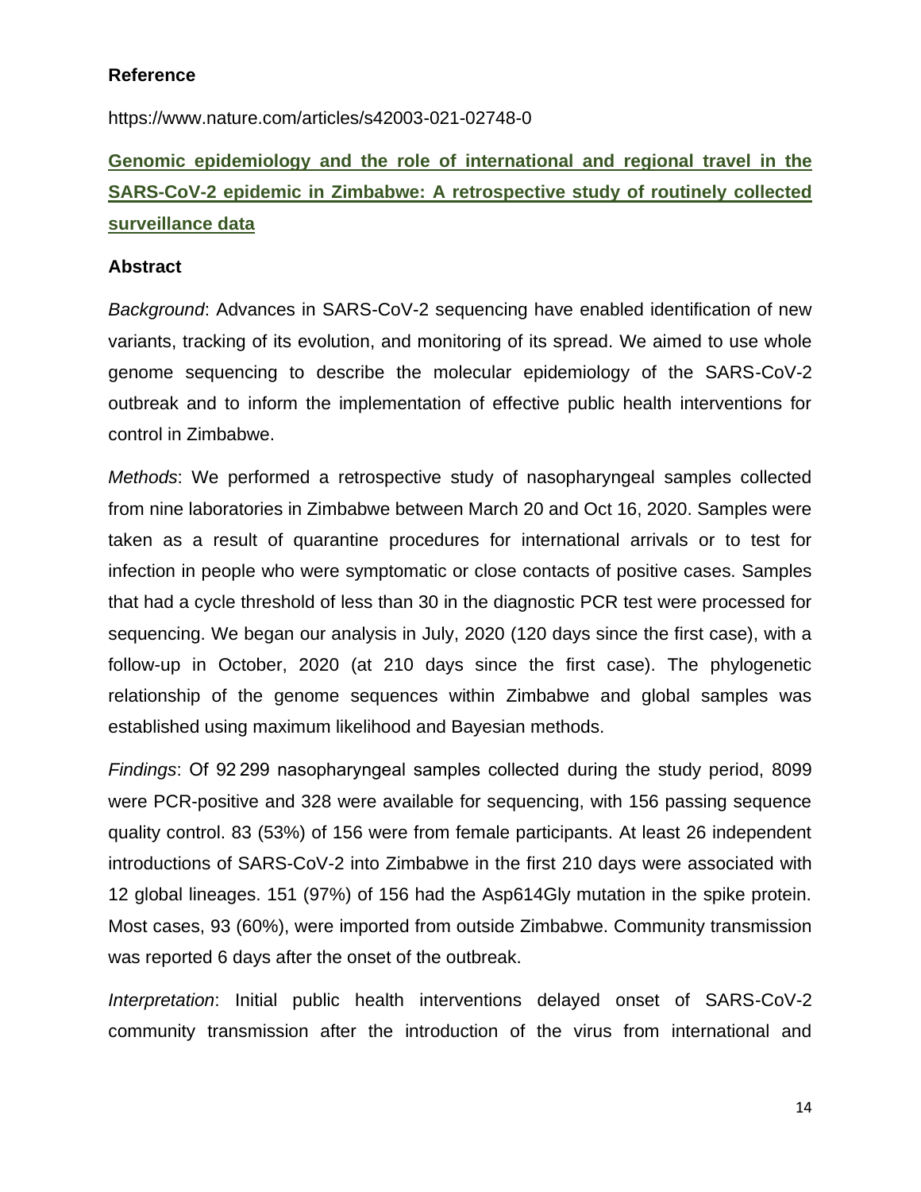**Reference**

https://www.nature.com/articles/s42003-021-02748-0

**Genomic epidemiology and the role of international and regional travel in the SARS-CoV-2 epidemic in Zimbabwe: A retrospective study of routinely collected surveillance data**

**Abstract**

*Background*: Advances in SARS-CoV-2 sequencing have enabled identification of new variants, tracking of its evolution, and monitoring of its spread. We aimed to use whole genome sequencing to describe the molecular epidemiology of the SARS-CoV-2 outbreak and to inform the implementation of effective public health interventions for control in Zimbabwe.

*Methods*: We performed a retrospective study of nasopharyngeal samples collected from nine laboratories in Zimbabwe between March 20 and Oct 16, 2020. Samples were taken as a result of quarantine procedures for international arrivals or to test for infection in people who were symptomatic or close contacts of positive cases. Samples that had a cycle threshold of less than 30 in the diagnostic PCR test were processed for sequencing. We began our analysis in July, 2020 (120 days since the first case), with a follow-up in October, 2020 (at 210 days since the first case). The phylogenetic relationship of the genome sequences within Zimbabwe and global samples was established using maximum likelihood and Bayesian methods.

*Findings*: Of 92 299 nasopharyngeal samples collected during the study period, 8099 were PCR-positive and 328 were available for sequencing, with 156 passing sequence quality control. 83 (53%) of 156 were from female participants. At least 26 independent introductions of SARS-CoV-2 into Zimbabwe in the first 210 days were associated with 12 global lineages. 151 (97%) of 156 had the Asp614Gly mutation in the spike protein. Most cases, 93 (60%), were imported from outside Zimbabwe. Community transmission was reported 6 days after the onset of the outbreak.

*Interpretation*: Initial public health interventions delayed onset of SARS-CoV-2 community transmission after the introduction of the virus from international and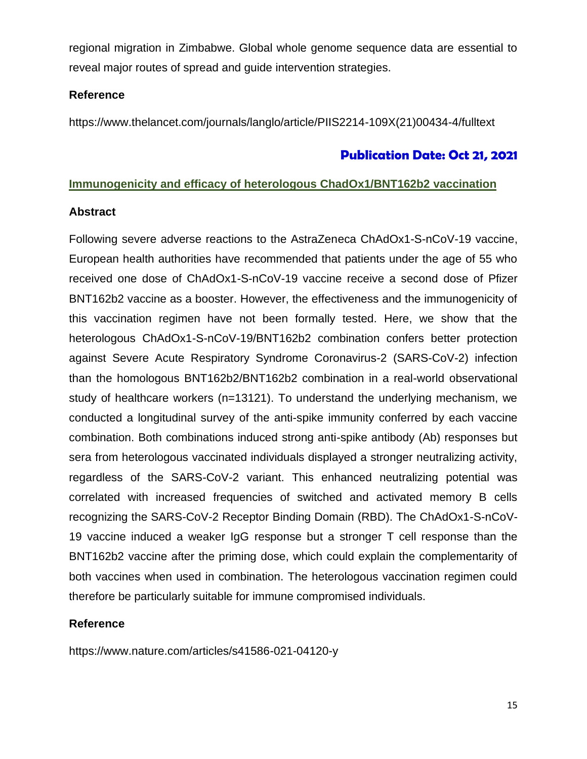regional migration in Zimbabwe. Global whole genome sequence data are essential to reveal major routes of spread and guide intervention strategies.

**Reference**

https://www.thelancet.com/journals/langlo/article/PIIS2214-109X(21)00434-4/fulltext

## Publication Date: Oct 21, 2021

### Immunogenicity and efficacy of heterologous ChadOx1/BNT162b2 vaccination

**Abstract**

Following severe adverse reactions to the AstraZeneca ChAdOx1-S-nCoV-19 vaccine, European health authorities have recommended that patients under the age of 55 who received one dose of ChAdOx1-S-nCoV-19 vaccine receive a second dose of Pfizer BNT162b2 vaccine as a booster. However, the effectiveness and the immunogenicity of this vaccination regimen have not been formally tested. Here, we show that the heterologous ChAdOx1-S-nCoV-19/BNT162b2 combination confers better protection against Severe Acute Respiratory Syndrome Coronavirus-2 (SARS-CoV-2) infection than the homologous BNT162b2/BNT162b2 combination in a real-world observational study of healthcare workers (n=13121). To understand the underlying mechanism, we conducted a longitudinal survey of the anti-spike immunity conferred by each vaccine combination. Both combinations induced strong anti-spike antibody (Ab) responses but sera from heterologous vaccinated individuals displayed a stronger neutralizing activity, regardless of the SARS-CoV-2 variant. This enhanced neutralizing potential was correlated with increased frequencies of switched and activated memory B cells recognizing the SARS-CoV-2 Receptor Binding Domain (RBD). The ChAdOx1-S-nCoV-19 vaccine induced a weaker IgG response but a stronger T cell response than the BNT162b2 vaccine after the priming dose, which could explain the complementarity of both vaccines when used in combination. The heterologous vaccination regimen could therefore be particularly suitable for immune compromised individuals.

**Reference**

https://www.nature.com/articles/s41586-021-04120-y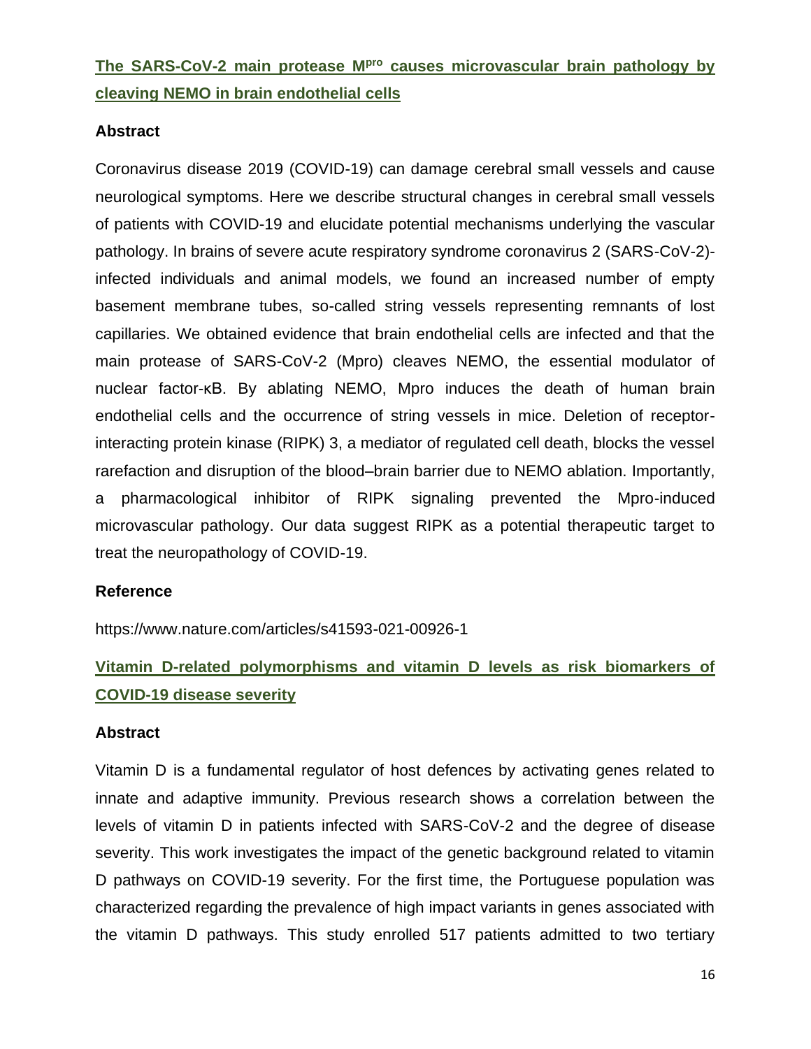## [The SARS-CoV-2 main protease M^pro causes microvascular brain pathology by cleaving NEMO in brain endothelial cells](https://www.nature.com/articles/s41593-021-00926-1)

### Abstract

Coronavirus disease 2019 (COVID-19) can damage cerebral small vessels and cause neurological symptoms. Here we describe structural changes in cerebral small vessels of patients with COVID-19 and elucidate potential mechanisms underlying the vascular pathology. In brains of severe acute respiratory syndrome coronavirus 2 (SARS-CoV-2)-infected individuals and animal models, we found an increased number of empty basement membrane tubes, so-called string vessels representing remnants of lost capillaries. We obtained evidence that brain endothelial cells are infected and that the main protease of SARS-CoV-2 (Mpro) cleaves NEMO, the essential modulator of nuclear factor-κB. By ablating NEMO, Mpro induces the death of human brain endothelial cells and the occurrence of string vessels in mice. Deletion of receptor-interacting protein kinase (RIPK) 3, a mediator of regulated cell death, blocks the vessel rarefaction and disruption of the blood–brain barrier due to NEMO ablation. Importantly, a pharmacological inhibitor of RIPK signaling prevented the Mpro-induced microvascular pathology. Our data suggest RIPK as a potential therapeutic target to treat the neuropathology of COVID-19.

### Reference

https://www.nature.com/articles/s41593-021-00926-1

## Vitamin D-related polymorphisms and vitamin D levels as risk biomarkers of COVID-19 disease severity

### Abstract

Vitamin D is a fundamental regulator of host defences by activating genes related to innate and adaptive immunity. Previous research shows a correlation between the levels of vitamin D in patients infected with SARS-CoV-2 and the degree of disease severity. This work investigates the impact of the genetic background related to vitamin D pathways on COVID-19 severity. For the first time, the Portuguese population was characterized regarding the prevalence of high impact variants in genes associated with the vitamin D pathways. This study enrolled 517 patients admitted to two tertiary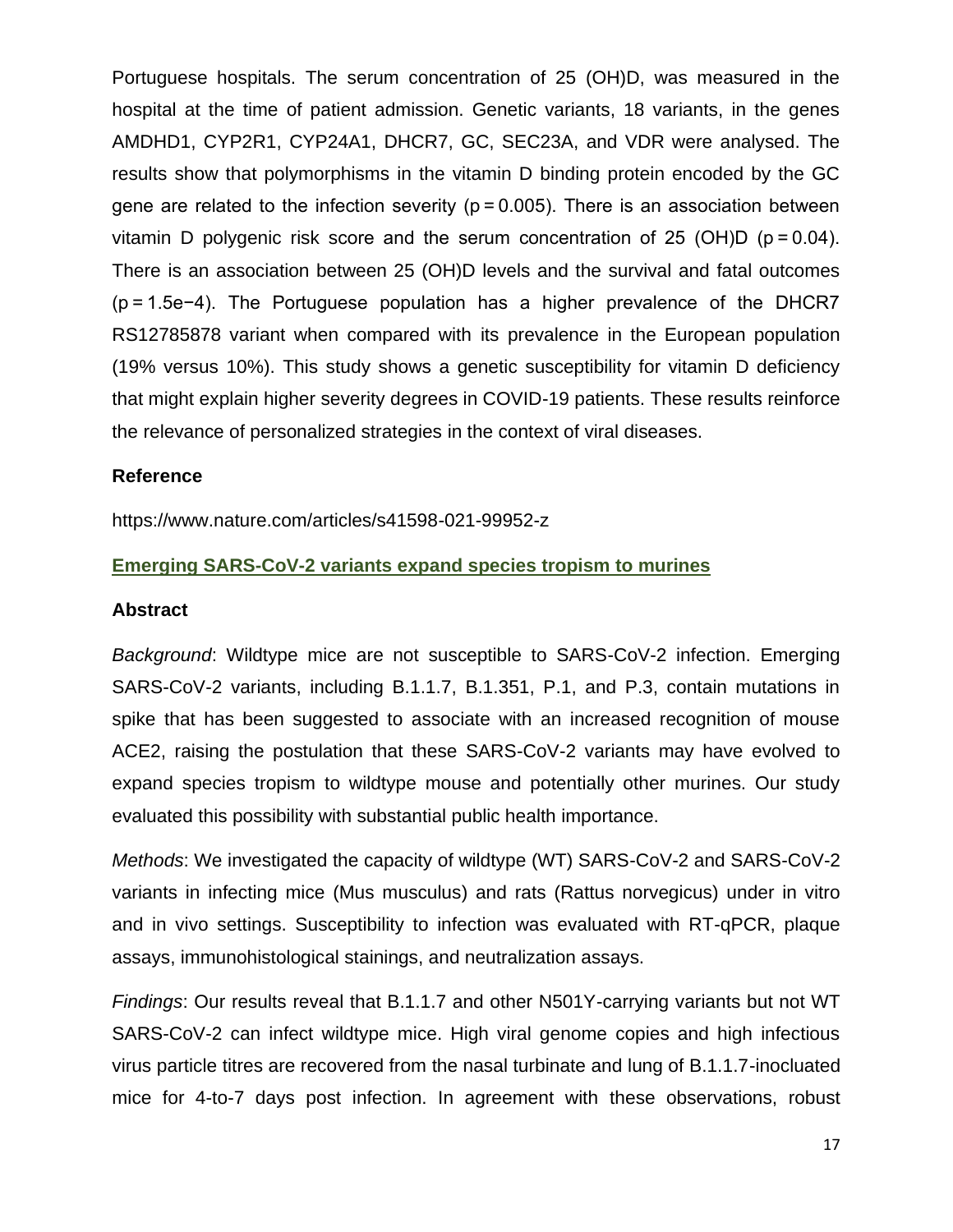Portuguese hospitals. The serum concentration of 25 (OH)D, was measured in the hospital at the time of patient admission. Genetic variants, 18 variants, in the genes AMDHD1, CYP2R1, CYP24A1, DHCR7, GC, SEC23A, and VDR were analysed. The results show that polymorphisms in the vitamin D binding protein encoded by the GC gene are related to the infection severity ($p = 0.005$). There is an association between vitamin D polygenic risk score and the serum concentration of 25 (OH)D ($p = 0.04$). There is an association between 25 (OH)D levels and the survival and fatal outcomes ($p = 1.5e{-4}$). The Portuguese population has a higher prevalence of the DHCR7 RS12785878 variant when compared with its prevalence in the European population (19% versus 10%). This study shows a genetic susceptibility for vitamin D deficiency that might explain higher severity degrees in COVID-19 patients. These results reinforce the relevance of personalized strategies in the context of viral diseases.

**Reference**

https://www.nature.com/articles/s41598-021-99952-z

## Emerging SARS-CoV-2 variants expand species tropism to murines

**Abstract**

*Background*: Wildtype mice are not susceptible to SARS-CoV-2 infection. Emerging SARS-CoV-2 variants, including B.1.1.7, B.1.351, P.1, and P.3, contain mutations in spike that has been suggested to associate with an increased recognition of mouse ACE2, raising the postulation that these SARS-CoV-2 variants may have evolved to expand species tropism to wildtype mouse and potentially other murines. Our study evaluated this possibility with substantial public health importance.

*Methods*: We investigated the capacity of wildtype (WT) SARS-CoV-2 and SARS-CoV-2 variants in infecting mice (Mus musculus) and rats (Rattus norvegicus) under in vitro and in vivo settings. Susceptibility to infection was evaluated with RT-qPCR, plaque assays, immunohistological stainings, and neutralization assays.

*Findings*: Our results reveal that B.1.1.7 and other N501Y-carrying variants but not WT SARS-CoV-2 can infect wildtype mice. High viral genome copies and high infectious virus particle titres are recovered from the nasal turbinate and lung of B.1.1.7-inocluated mice for 4-to-7 days post infection. In agreement with these observations, robust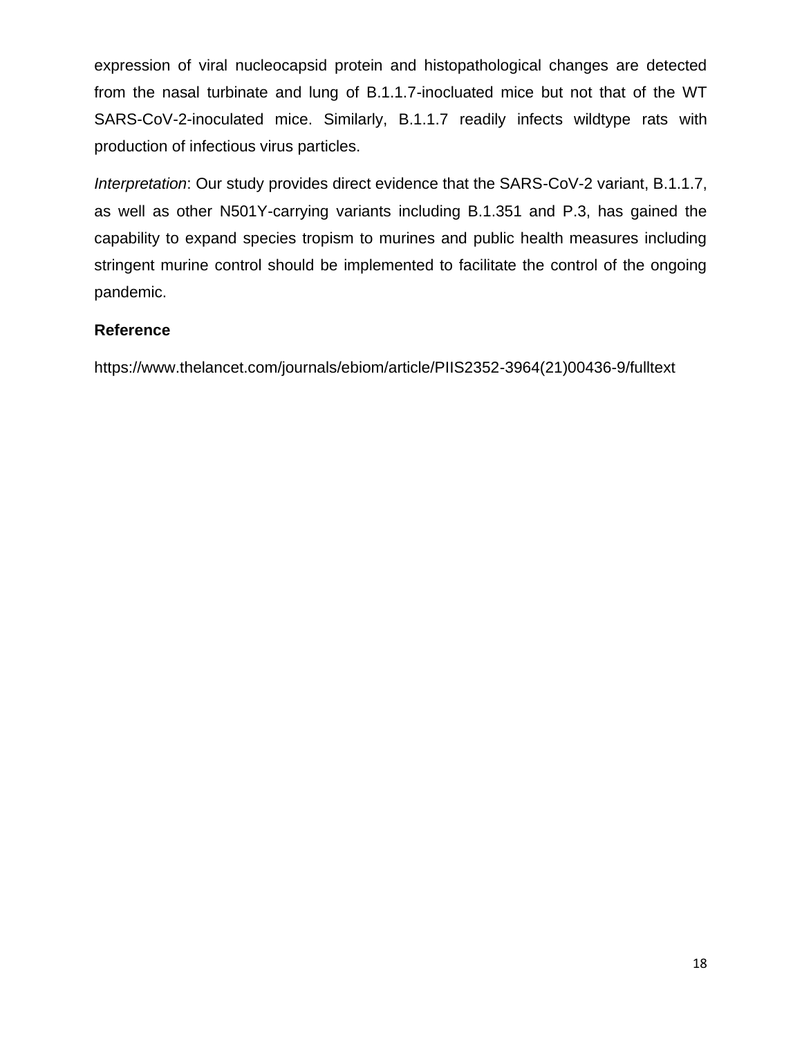expression of viral nucleocapsid protein and histopathological changes are detected from the nasal turbinate and lung of B.1.1.7-inocluated mice but not that of the WT SARS-CoV-2-inoculated mice. Similarly, B.1.1.7 readily infects wildtype rats with production of infectious virus particles.

*Interpretation*: Our study provides direct evidence that the SARS-CoV-2 variant, B.1.1.7, as well as other N501Y-carrying variants including B.1.351 and P.3, has gained the capability to expand species tropism to murines and public health measures including stringent murine control should be implemented to facilitate the control of the ongoing pandemic.

**Reference**

https://www.thelancet.com/journals/ebiom/article/PIIS2352-3964(21)00436-9/fulltext